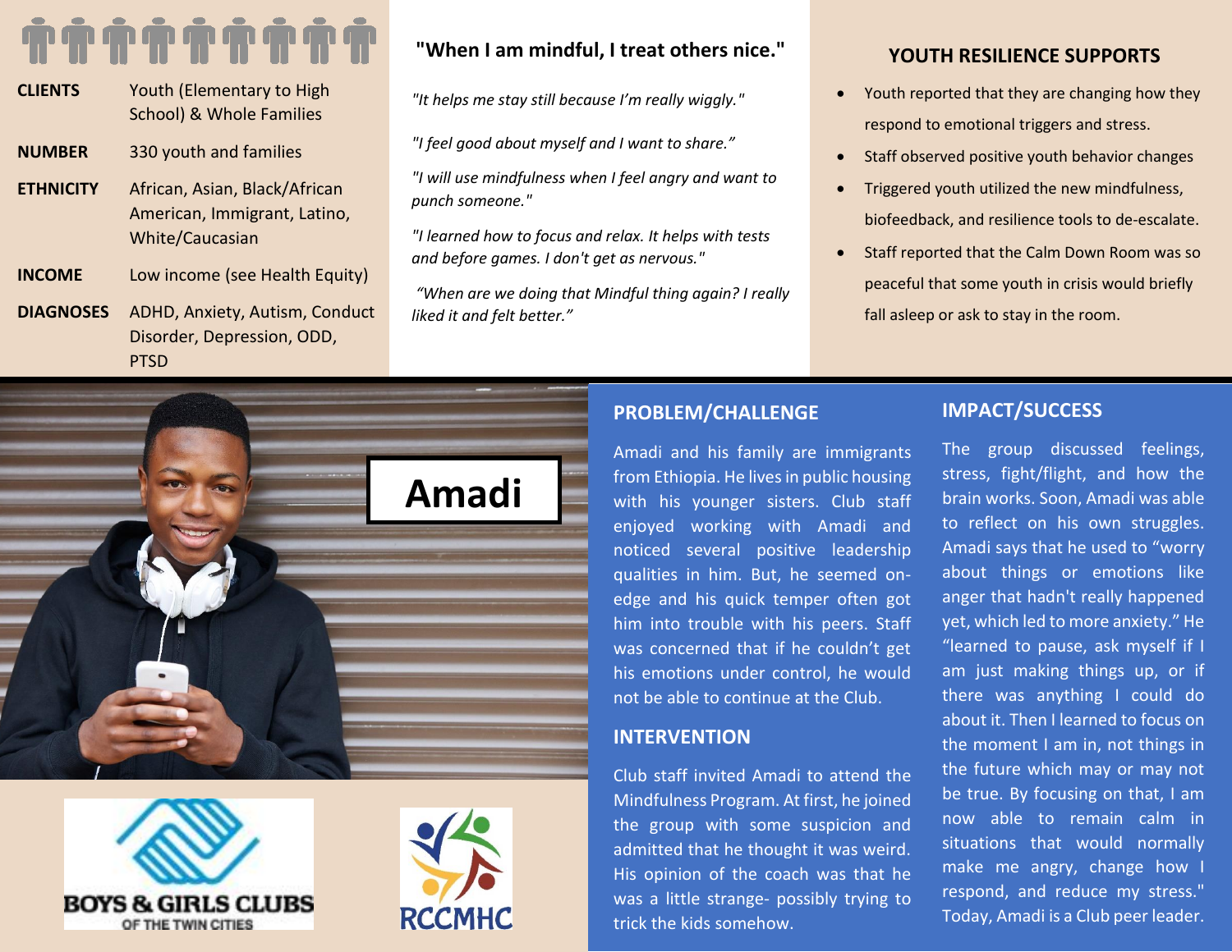| | |
|---|---|
| **CLIENTS** | Youth (Elementary to High School) & Whole Families |
| **NUMBER** | 330 youth and families |
| **ETHNICITY** | African, Asian, Black/African American, Immigrant, Latino, White/Caucasian |
| **INCOME** | Low income (see Health Equity) |
| **DIAGNOSES** | ADHD, Anxiety, Autism, Conduct Disorder, Depression, ODD, PTSD |

## "When I am mindful, I treat others nice."

*"It helps me stay still because I'm really wiggly."*

*"I feel good about myself and I want to share."*

*"I will use mindfulness when I feel angry and want to punch someone."*

*"I learned how to focus and relax. It helps with tests and before games. I don't get as nervous."*

*"When are we doing that Mindful thing again? I really liked it and felt better."*

## YOUTH RESILIENCE SUPPORTS

- Youth reported that they are changing how they respond to emotional triggers and stress.
- Staff observed positive youth behavior changes
- Triggered youth utilized the new mindfulness, biofeedback, and resilience tools to de-escalate.
- Staff reported that the Calm Down Room was so peaceful that some youth in crisis would briefly fall asleep or ask to stay in the room.

# Amadi

BOYS & GIRLS CLUBS OF THE TWIN CITIES

RCCMHC

## PROBLEM/CHALLENGE

Amadi and his family are immigrants from Ethiopia. He lives in public housing with his younger sisters. Club staff enjoyed working with Amadi and noticed several positive leadership qualities in him. But, he seemed on-edge and his quick temper often got him into trouble with his peers. Staff was concerned that if he couldn't get his emotions under control, he would not be able to continue at the Club.

## INTERVENTION

Club staff invited Amadi to attend the Mindfulness Program. At first, he joined the group with some suspicion and admitted that he thought it was weird. His opinion of the coach was that he was a little strange- possibly trying to trick the kids somehow.

## IMPACT/SUCCESS

The group discussed feelings, stress, fight/flight, and how the brain works. Soon, Amadi was able to reflect on his own struggles. Amadi says that he used to "worry about things or emotions like anger that hadn't really happened yet, which led to more anxiety." He "learned to pause, ask myself if I am just making things up, or if there was anything I could do about it. Then I learned to focus on the moment I am in, not things in the future which may or may not be true. By focusing on that, I am now able to remain calm in situations that would normally make me angry, change how I respond, and reduce my stress." Today, Amadi is a Club peer leader.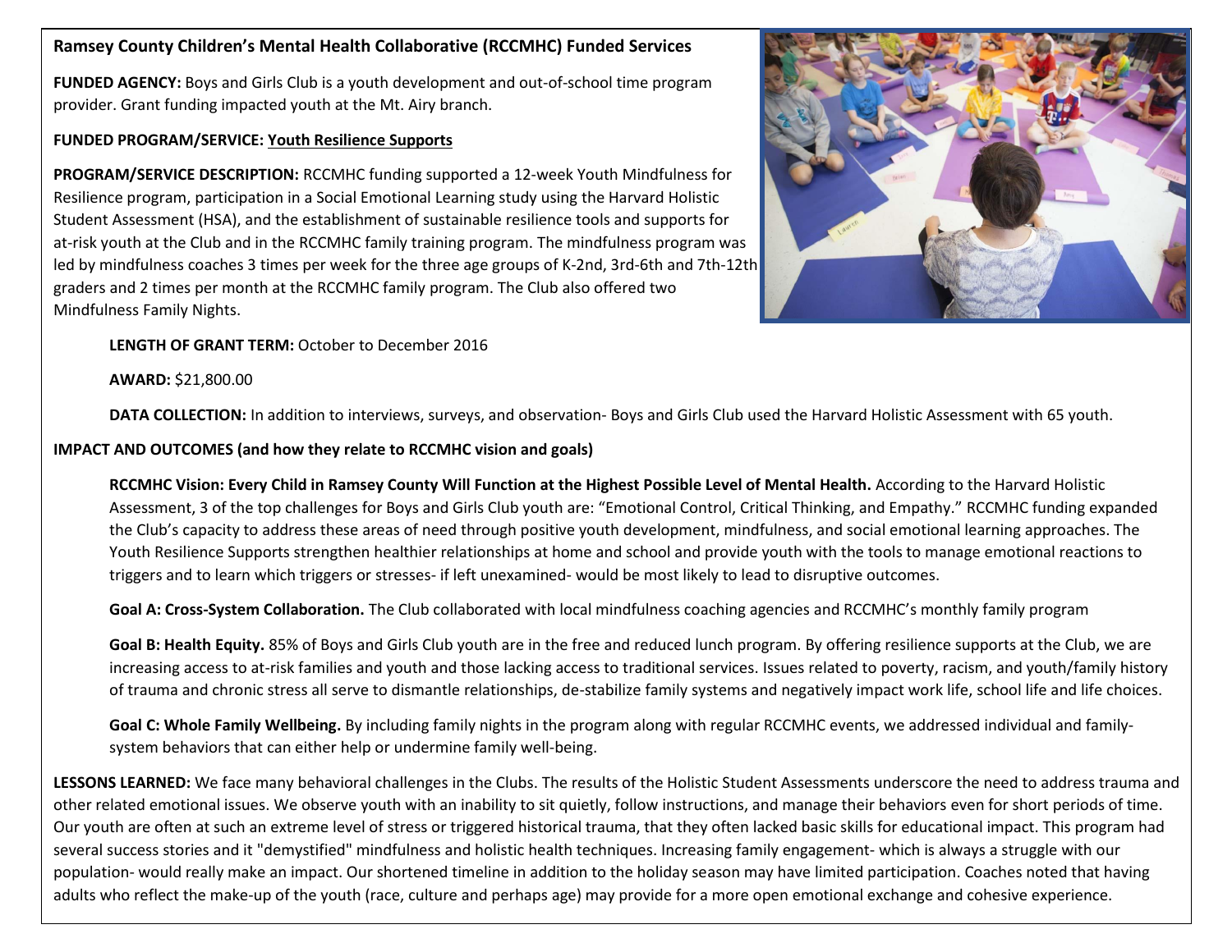**Ramsey County Children's Mental Health Collaborative (RCCMHC) Funded Services**

**FUNDED AGENCY:** Boys and Girls Club is a youth development and out-of-school time program provider. Grant funding impacted youth at the Mt. Airy branch.

**FUNDED PROGRAM/SERVICE: Youth Resilience Supports**

**PROGRAM/SERVICE DESCRIPTION:** RCCMHC funding supported a 12-week Youth Mindfulness for Resilience program, participation in a Social Emotional Learning study using the Harvard Holistic Student Assessment (HSA), and the establishment of sustainable resilience tools and supports for at-risk youth at the Club and in the RCCMHC family training program. The mindfulness program was led by mindfulness coaches 3 times per week for the three age groups of K-2nd, 3rd-6th and 7th-12th graders and 2 times per month at the RCCMHC family program. The Club also offered two Mindfulness Family Nights.

**LENGTH OF GRANT TERM:** October to December 2016

**AWARD:** $21,800.00

**DATA COLLECTION:** In addition to interviews, surveys, and observation- Boys and Girls Club used the Harvard Holistic Assessment with 65 youth.

**IMPACT AND OUTCOMES (and how they relate to RCCMHC vision and goals)**

**RCCMHC Vision: Every Child in Ramsey County Will Function at the Highest Possible Level of Mental Health.** According to the Harvard Holistic Assessment, 3 of the top challenges for Boys and Girls Club youth are: "Emotional Control, Critical Thinking, and Empathy." RCCMHC funding expanded the Club's capacity to address these areas of need through positive youth development, mindfulness, and social emotional learning approaches. The Youth Resilience Supports strengthen healthier relationships at home and school and provide youth with the tools to manage emotional reactions to triggers and to learn which triggers or stresses- if left unexamined- would be most likely to lead to disruptive outcomes.

**Goal A: Cross-System Collaboration.** The Club collaborated with local mindfulness coaching agencies and RCCMHC's monthly family program

**Goal B: Health Equity.** 85% of Boys and Girls Club youth are in the free and reduced lunch program. By offering resilience supports at the Club, we are increasing access to at-risk families and youth and those lacking access to traditional services. Issues related to poverty, racism, and youth/family history of trauma and chronic stress all serve to dismantle relationships, de-stabilize family systems and negatively impact work life, school life and life choices.

**Goal C: Whole Family Wellbeing.** By including family nights in the program along with regular RCCMHC events, we addressed individual and family-system behaviors that can either help or undermine family well-being.

**LESSONS LEARNED:** We face many behavioral challenges in the Clubs. The results of the Holistic Student Assessments underscore the need to address trauma and other related emotional issues. We observe youth with an inability to sit quietly, follow instructions, and manage their behaviors even for short periods of time. Our youth are often at such an extreme level of stress or triggered historical trauma, that they often lacked basic skills for educational impact. This program had several success stories and it "demystified" mindfulness and holistic health techniques. Increasing family engagement- which is always a struggle with our population- would really make an impact. Our shortened timeline in addition to the holiday season may have limited participation. Coaches noted that having adults who reflect the make-up of the youth (race, culture and perhaps age) may provide for a more open emotional exchange and cohesive experience.